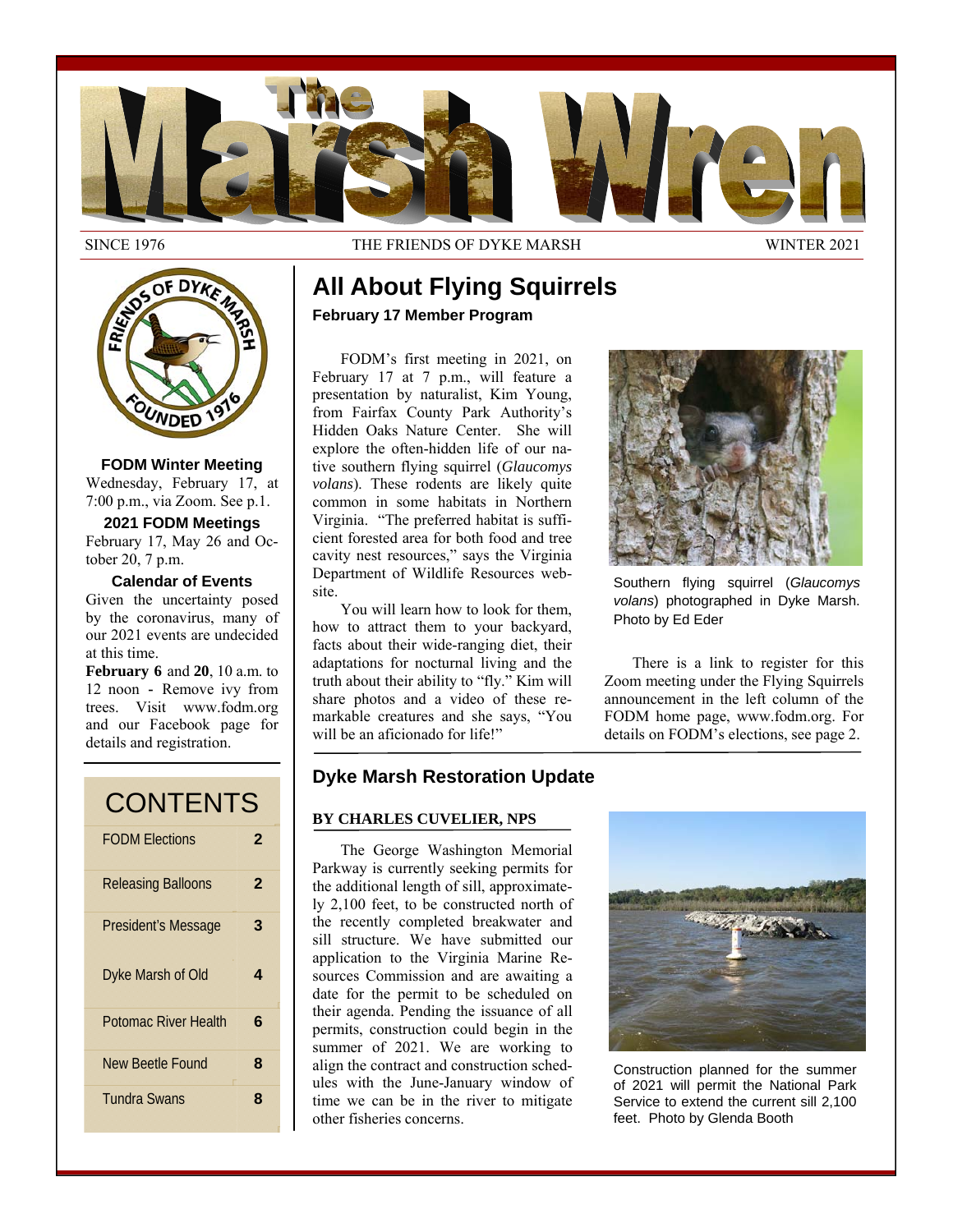# The Marsh Wren

SINCE 1976 THE FRIENDS OF DYKE MARSH WINTER 2021

**FODM Winter Meeting**
Wednesday, February 17, at 7:00 p.m., via Zoom. See p.1.

**2021 FODM Meetings**
February 17, May 26 and October 20, 7 p.m.

**Calendar of Events**
Given the uncertainty posed by the coronavirus, many of our 2021 events are undecided at this time.

**February 6** and **20**, 10 a.m. to 12 noon - Remove ivy from trees. Visit www.fodm.org and our Facebook page for details and registration.

| CONTENTS | |
|---|---|
| FODM Elections | 2 |
| Releasing Balloons | 2 |
| President's Message | 3 |
| Dyke Marsh of Old | 4 |
| Potomac River Health | 6 |
| New Beetle Found | 8 |
| Tundra Swans | 8 |

## All About Flying Squirrels

**February 17 Member Program**

FODM's first meeting in 2021, on February 17 at 7 p.m., will feature a presentation by naturalist, Kim Young, from Fairfax County Park Authority's Hidden Oaks Nature Center. She will explore the often-hidden life of our native southern flying squirrel (*Glaucomys volans*). These rodents are likely quite common in some habitats in Northern Virginia. "The preferred habitat is sufficient forested area for both food and tree cavity nest resources," says the Virginia Department of Wildlife Resources website.

You will learn how to look for them, how to attract them to your backyard, facts about their wide-ranging diet, their adaptations for nocturnal living and the truth about their ability to "fly." Kim will share photos and a video of these remarkable creatures and she says, "You will be an aficionado for life!"

Southern flying squirrel (*Glaucomys volans*) photographed in Dyke Marsh. Photo by Ed Eder

There is a link to register for this Zoom meeting under the Flying Squirrels announcement in the left column of the FODM home page, www.fodm.org. For details on FODM's elections, see page 2.

## Dyke Marsh Restoration Update

**BY CHARLES CUVELIER, NPS**

The George Washington Memorial Parkway is currently seeking permits for the additional length of sill, approximately 2,100 feet, to be constructed north of the recently completed breakwater and sill structure. We have submitted our application to the Virginia Marine Resources Commission and are awaiting a date for the permit to be scheduled on their agenda. Pending the issuance of all permits, construction could begin in the summer of 2021. We are working to align the contract and construction schedules with the June-January window of time we can be in the river to mitigate other fisheries concerns.

Construction planned for the summer of 2021 will permit the National Park Service to extend the current sill 2,100 feet. Photo by Glenda Booth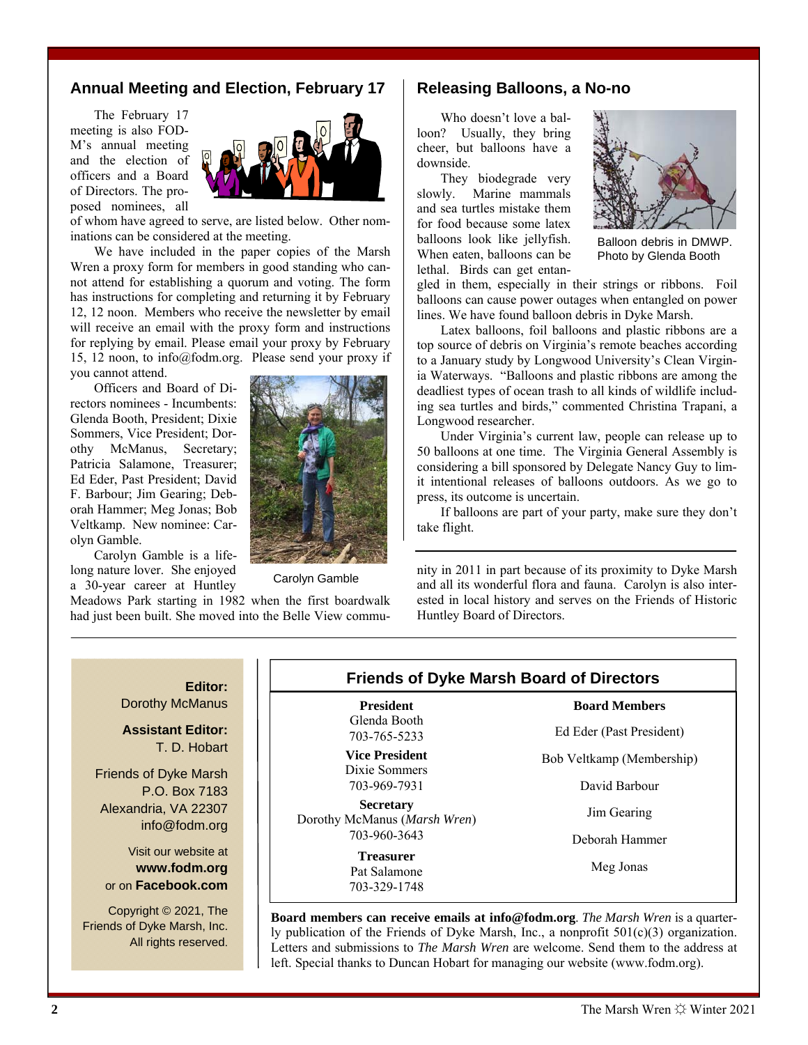## Annual Meeting and Election, February 17

The February 17 meeting is also FODM's annual meeting and the election of officers and a Board of Directors. The proposed nominees, all of whom have agreed to serve, are listed below. Other nominations can be considered at the meeting.

We have included in the paper copies of the Marsh Wren a proxy form for members in good standing who cannot attend for establishing a quorum and voting. The form has instructions for completing and returning it by February 12, 12 noon. Members who receive the newsletter by email will receive an email with the proxy form and instructions for replying by email. Please email your proxy by February 15, 12 noon, to info@fodm.org. Please send your proxy if you cannot attend.

Officers and Board of Directors nominees - Incumbents: Glenda Booth, President; Dixie Sommers, Vice President; Dorothy McManus, Secretary; Patricia Salamone, Treasurer; Ed Eder, Past President; David F. Barbour; Jim Gearing; Deborah Hammer; Meg Jonas; Bob Veltkamp. New nominee: Carolyn Gamble.

Carolyn Gamble

Carolyn Gamble is a lifelong nature lover. She enjoyed a 30-year career at Huntley Meadows Park starting in 1982 when the first boardwalk had just been built. She moved into the Belle View community in 2011 in part because of its proximity to Dyke Marsh and all its wonderful flora and fauna. Carolyn is also interested in local history and serves on the Friends of Historic Huntley Board of Directors.

## Releasing Balloons, a No-no

Who doesn't love a balloon? Usually, they bring cheer, but balloons have a downside.

They biodegrade very slowly. Marine mammals and sea turtles mistake them for food because some latex balloons look like jellyfish. When eaten, balloons can be lethal. Birds can get entangled in them, especially in their strings or ribbons. Foil balloons can cause power outages when entangled on power lines. We have found balloon debris in Dyke Marsh.

Balloon debris in DMWP. Photo by Glenda Booth

Latex balloons, foil balloons and plastic ribbons are a top source of debris on Virginia's remote beaches according to a January study by Longwood University's Clean Virginia Waterways. "Balloons and plastic ribbons are among the deadliest types of ocean trash to all kinds of wildlife including sea turtles and birds," commented Christina Trapani, a Longwood researcher.

Under Virginia's current law, people can release up to 50 balloons at one time. The Virginia General Assembly is considering a bill sponsored by Delegate Nancy Guy to limit intentional releases of balloons outdoors. As we go to press, its outcome is uncertain.

If balloons are part of your party, make sure they don't take flight.

---

**Editor:**
Dorothy McManus

**Assistant Editor:**
T. D. Hobart

Friends of Dyke Marsh
P.O. Box 7183
Alexandria, VA 22307
info@fodm.org

Visit our website at **www.fodm.org**
or on **Facebook.com**

Copyright © 2021, The Friends of Dyke Marsh, Inc. All rights reserved.

### Friends of Dyke Marsh Board of Directors

| Officers | Board Members |
|---|---|
| **President** Glenda Booth 703-765-5233 | Ed Eder (Past President) |
| **Vice President** Dixie Sommers 703-969-7931 | Bob Veltkamp (Membership) |
| **Secretary** Dorothy McManus (*Marsh Wren*) 703-960-3643 | David Barbour |
| **Treasurer** Pat Salamone 703-329-1748 | Jim Gearing |
| | Deborah Hammer |
| | Meg Jonas |

**Board members can receive emails at info@fodm.org**. *The Marsh Wren* is a quarterly publication of the Friends of Dyke Marsh, Inc., a nonprofit 501(c)(3) organization. Letters and submissions to *The Marsh Wren* are welcome. Send them to the address at left. Special thanks to Duncan Hobart for managing our website (www.fodm.org).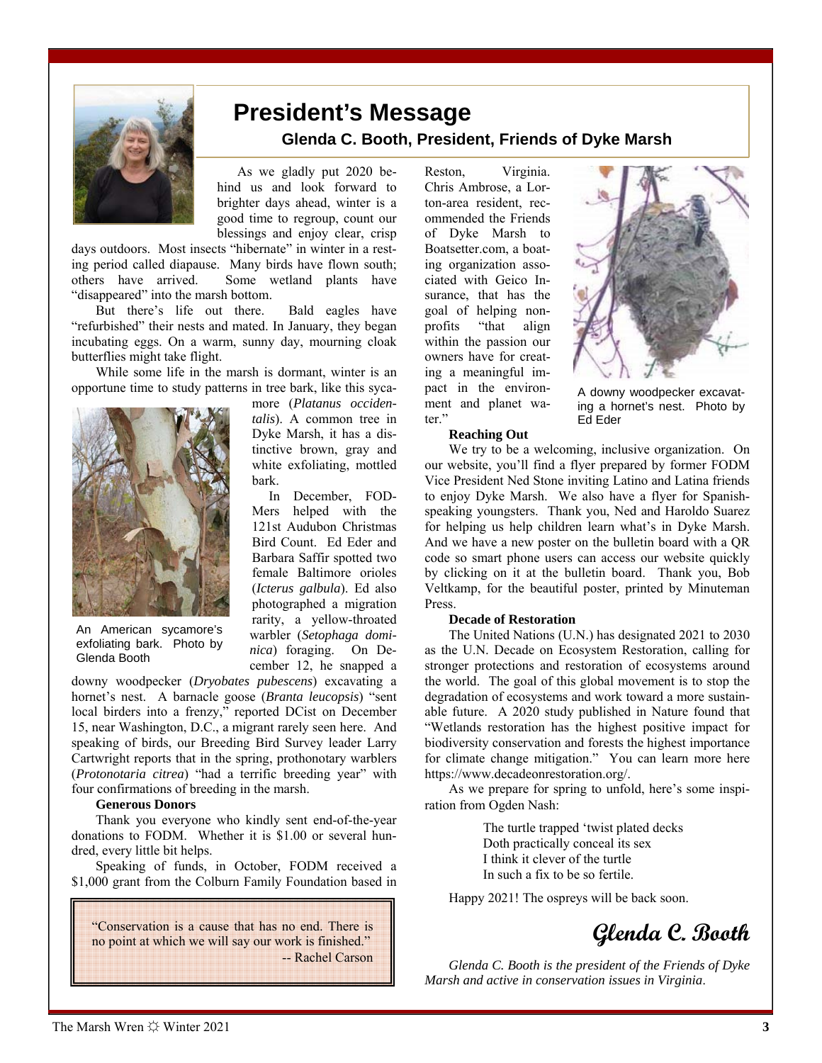# President's Message

### Glenda C. Booth, President, Friends of Dyke Marsh

As we gladly put 2020 behind us and look forward to brighter days ahead, winter is a good time to regroup, count our blessings and enjoy clear, crisp days outdoors. Most insects "hibernate" in winter in a resting period called diapause. Many birds have flown south; others have arrived. Some wetland plants have "disappeared" into the marsh bottom.

But there's life out there. Bald eagles have "refurbished" their nests and mated. In January, they began incubating eggs. On a warm, sunny day, mourning cloak butterflies might take flight.

While some life in the marsh is dormant, winter is an opportune time to study patterns in tree bark, like this sycamore (*Platanus occidentalis*). A common tree in Dyke Marsh, it has a distinctive brown, gray and white exfoliating, mottled bark.

An American sycamore's exfoliating bark. Photo by Glenda Booth

In December, FODMers helped with the 121st Audubon Christmas Bird Count. Ed Eder and Barbara Saffir spotted two female Baltimore orioles (*Icterus galbula*). Ed also photographed a migration rarity, a yellow-throated warbler (*Setophaga dominica*) foraging. On December 12, he snapped a downy woodpecker (*Dryobates pubescens*) excavating a hornet's nest. A barnacle goose (*Branta leucopsis*) "sent local birders into a frenzy," reported DCist on December 15, near Washington, D.C., a migrant rarely seen here. And speaking of birds, our Breeding Bird Survey leader Larry Cartwright reports that in the spring, prothonotary warblers (*Protonotaria citrea*) "had a terrific breeding year" with four confirmations of breeding in the marsh.

**Generous Donors**

Thank you everyone who kindly sent end-of-the-year donations to FODM. Whether it is $1.00 or several hundred, every little bit helps.

Speaking of funds, in October, FODM received a $1,000 grant from the Colburn Family Foundation based in Reston, Virginia. Chris Ambrose, a Lorton-area resident, recommended the Friends of Dyke Marsh to Boatsetter.com, a boating organization associated with Geico Insurance, that has the goal of helping nonprofits "that align within the passion our owners have for creating a meaningful impact in the environment and planet water."

A downy woodpecker excavating a hornet's nest. Photo by Ed Eder

> "Conservation is a cause that has no end. There is no point at which we will say our work is finished."
> -- Rachel Carson

**Reaching Out**

We try to be a welcoming, inclusive organization. On our website, you'll find a flyer prepared by former FODM Vice President Ned Stone inviting Latino and Latina friends to enjoy Dyke Marsh. We also have a flyer for Spanish-speaking youngsters. Thank you, Ned and Haroldo Suarez for helping us help children learn what's in Dyke Marsh. And we have a new poster on the bulletin board with a QR code so smart phone users can access our website quickly by clicking on it at the bulletin board. Thank you, Bob Veltkamp, for the beautiful poster, printed by Minuteman Press.

**Decade of Restoration**

The United Nations (U.N.) has designated 2021 to 2030 as the U.N. Decade on Ecosystem Restoration, calling for stronger protections and restoration of ecosystems around the world. The goal of this global movement is to stop the degradation of ecosystems and work toward a more sustainable future. A 2020 study published in Nature found that "Wetlands restoration has the highest positive impact for biodiversity conservation and forests the highest importance for climate change mitigation." You can learn more here https://www.decadeonrestoration.org/.

As we prepare for spring to unfold, here's some inspiration from Ogden Nash:

> The turtle trapped 'twist plated decks
> Doth practically conceal its sex
> I think it clever of the turtle
> In such a fix to be so fertile.

Happy 2021! The ospreys will be back soon.

*Glenda C. Booth*

*Glenda C. Booth is the president of the Friends of Dyke Marsh and active in conservation issues in Virginia*.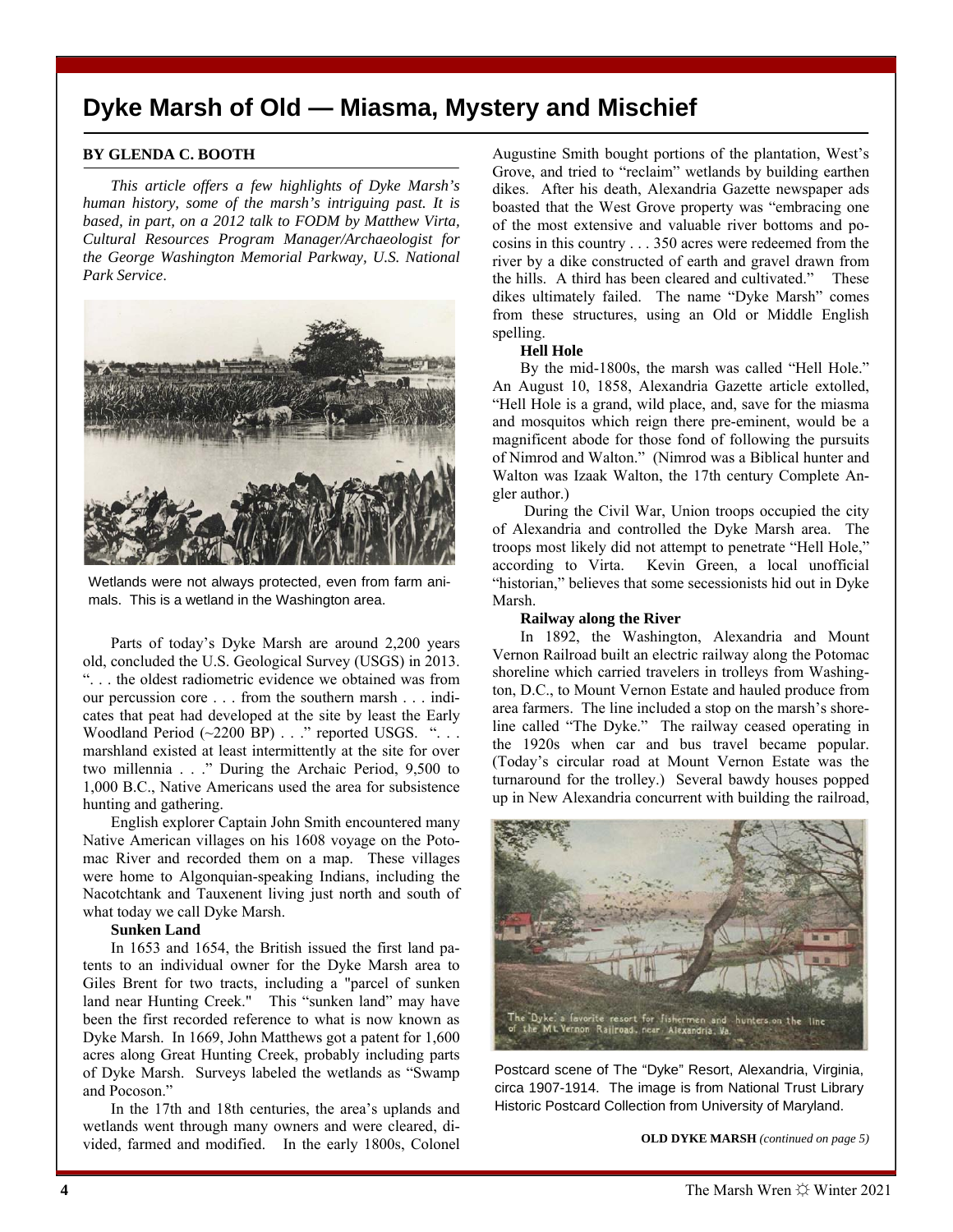# Dyke Marsh of Old — Miasma, Mystery and Mischief

**BY GLENDA C. BOOTH**

*This article offers a few highlights of Dyke Marsh's human history, some of the marsh's intriguing past. It is based, in part, on a 2012 talk to FODM by Matthew Virta, Cultural Resources Program Manager/Archaeologist for the George Washington Memorial Parkway, U.S. National Park Service.*

Wetlands were not always protected, even from farm animals. This is a wetland in the Washington area.

Parts of today's Dyke Marsh are around 2,200 years old, concluded the U.S. Geological Survey (USGS) in 2013. ". . . the oldest radiometric evidence we obtained was from our percussion core . . . from the southern marsh . . . indicates that peat had developed at the site by least the Early Woodland Period (~2200 BP) . . ." reported USGS. ". . . marshland existed at least intermittently at the site for over two millennia . . ." During the Archaic Period, 9,500 to 1,000 B.C., Native Americans used the area for subsistence hunting and gathering.

English explorer Captain John Smith encountered many Native American villages on his 1608 voyage on the Potomac River and recorded them on a map. These villages were home to Algonquian-speaking Indians, including the Nacotchtank and Tauxenent living just north and south of what today we call Dyke Marsh.

**Sunken Land**

In 1653 and 1654, the British issued the first land patents to an individual owner for the Dyke Marsh area to Giles Brent for two tracts, including a "parcel of sunken land near Hunting Creek." This "sunken land" may have been the first recorded reference to what is now known as Dyke Marsh. In 1669, John Matthews got a patent for 1,600 acres along Great Hunting Creek, probably including parts of Dyke Marsh. Surveys labeled the wetlands as "Swamp and Pocoson."

In the 17th and 18th centuries, the area's uplands and wetlands went through many owners and were cleared, divided, farmed and modified. In the early 1800s, Colonel Augustine Smith bought portions of the plantation, West's Grove, and tried to "reclaim" wetlands by building earthen dikes. After his death, Alexandria Gazette newspaper ads boasted that the West Grove property was "embracing one of the most extensive and valuable river bottoms and pocosins in this country . . . 350 acres were redeemed from the river by a dike constructed of earth and gravel drawn from the hills. A third has been cleared and cultivated." These dikes ultimately failed. The name "Dyke Marsh" comes from these structures, using an Old or Middle English spelling.

**Hell Hole**

By the mid-1800s, the marsh was called "Hell Hole." An August 10, 1858, Alexandria Gazette article extolled, "Hell Hole is a grand, wild place, and, save for the miasma and mosquitos which reign there pre-eminent, would be a magnificent abode for those fond of following the pursuits of Nimrod and Walton." (Nimrod was a Biblical hunter and Walton was Izaak Walton, the 17th century Complete Angler author.)

During the Civil War, Union troops occupied the city of Alexandria and controlled the Dyke Marsh area. The troops most likely did not attempt to penetrate "Hell Hole," according to Virta. Kevin Green, a local unofficial "historian," believes that some secessionists hid out in Dyke Marsh.

**Railway along the River**

In 1892, the Washington, Alexandria and Mount Vernon Railroad built an electric railway along the Potomac shoreline which carried travelers in trolleys from Washington, D.C., to Mount Vernon Estate and hauled produce from area farmers. The line included a stop on the marsh's shoreline called "The Dyke." The railway ceased operating in the 1920s when car and bus travel became popular. (Today's circular road at Mount Vernon Estate was the turnaround for the trolley.) Several bawdy houses popped up in New Alexandria concurrent with building the railroad,

Postcard scene of The "Dyke" Resort, Alexandria, Virginia, circa 1907-1914. The image is from National Trust Library Historic Postcard Collection from University of Maryland.

**OLD DYKE MARSH** *(continued on page 5)*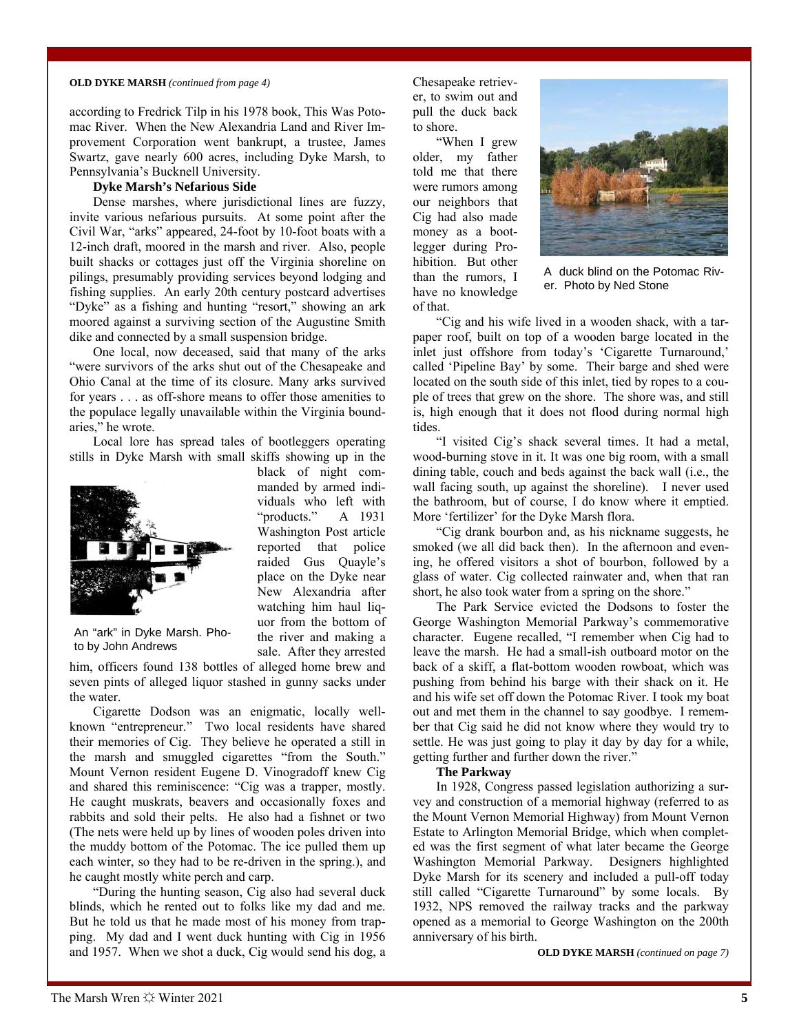**OLD DYKE MARSH** *(continued from page 4)*

according to Fredrick Tilp in his 1978 book, This Was Potomac River. When the New Alexandria Land and River Improvement Corporation went bankrupt, a trustee, James Swartz, gave nearly 600 acres, including Dyke Marsh, to Pennsylvania's Bucknell University.

**Dyke Marsh's Nefarious Side**

Dense marshes, where jurisdictional lines are fuzzy, invite various nefarious pursuits. At some point after the Civil War, "arks" appeared, 24-foot by 10-foot boats with a 12-inch draft, moored in the marsh and river. Also, people built shacks or cottages just off the Virginia shoreline on pilings, presumably providing services beyond lodging and fishing supplies. An early 20th century postcard advertises "Dyke" as a fishing and hunting "resort," showing an ark moored against a surviving section of the Augustine Smith dike and connected by a small suspension bridge.

One local, now deceased, said that many of the arks "were survivors of the arks shut out of the Chesapeake and Ohio Canal at the time of its closure. Many arks survived for years . . . as off-shore means to offer those amenities to the populace legally unavailable within the Virginia boundaries," he wrote.

Local lore has spread tales of bootleggers operating stills in Dyke Marsh with small skiffs showing up in the black of night commanded by armed individuals who left with "products." A 1931 Washington Post article reported that police raided Gus Quayle's place on the Dyke near New Alexandria after watching him haul liquor from the bottom of the river and making a sale. After they arrested him, officers found 138 bottles of alleged home brew and seven pints of alleged liquor stashed in gunny sacks under the water.

An "ark" in Dyke Marsh. Photo by John Andrews

Cigarette Dodson was an enigmatic, locally well-known "entrepreneur." Two local residents have shared their memories of Cig. They believe he operated a still in the marsh and smuggled cigarettes "from the South." Mount Vernon resident Eugene D. Vinogradoff knew Cig and shared this reminiscence: "Cig was a trapper, mostly. He caught muskrats, beavers and occasionally foxes and rabbits and sold their pelts. He also had a fishnet or two (The nets were held up by lines of wooden poles driven into the muddy bottom of the Potomac. The ice pulled them up each winter, so they had to be re-driven in the spring.), and he caught mostly white perch and carp.

"During the hunting season, Cig also had several duck blinds, which he rented out to folks like my dad and me. But he told us that he made most of his money from trapping. My dad and I went duck hunting with Cig in 1956 and 1957. When we shot a duck, Cig would send his dog, a Chesapeake retriever, to swim out and pull the duck back to shore.

"When I grew older, my father told me that there were rumors among our neighbors that Cig had also made money as a bootlegger during Prohibition. But other than the rumors, I have no knowledge of that.

A duck blind on the Potomac River. Photo by Ned Stone

"Cig and his wife lived in a wooden shack, with a tar-paper roof, built on top of a wooden barge located in the inlet just offshore from today's 'Cigarette Turnaround,' called 'Pipeline Bay' by some. Their barge and shed were located on the south side of this inlet, tied by ropes to a couple of trees that grew on the shore. The shore was, and still is, high enough that it does not flood during normal high tides.

"I visited Cig's shack several times. It had a metal, wood-burning stove in it. It was one big room, with a small dining table, couch and beds against the back wall (i.e., the wall facing south, up against the shoreline). I never used the bathroom, but of course, I do know where it emptied. More 'fertilizer' for the Dyke Marsh flora.

"Cig drank bourbon and, as his nickname suggests, he smoked (we all did back then). In the afternoon and evening, he offered visitors a shot of bourbon, followed by a glass of water. Cig collected rainwater and, when that ran short, he also took water from a spring on the shore."

The Park Service evicted the Dodsons to foster the George Washington Memorial Parkway's commemorative character. Eugene recalled, "I remember when Cig had to leave the marsh. He had a small-ish outboard motor on the back of a skiff, a flat-bottom wooden rowboat, which was pushing from behind his barge with their shack on it. He and his wife set off down the Potomac River. I took my boat out and met them in the channel to say goodbye. I remember that Cig said he did not know where they would try to settle. He was just going to play it day by day for a while, getting further and further down the river."

**The Parkway**

In 1928, Congress passed legislation authorizing a survey and construction of a memorial highway (referred to as the Mount Vernon Memorial Highway) from Mount Vernon Estate to Arlington Memorial Bridge, which when completed was the first segment of what later became the George Washington Memorial Parkway. Designers highlighted Dyke Marsh for its scenery and included a pull-off today still called "Cigarette Turnaround" by some locals. By 1932, NPS removed the railway tracks and the parkway opened as a memorial to George Washington on the 200th anniversary of his birth.

**OLD DYKE MARSH** *(continued on page 7)*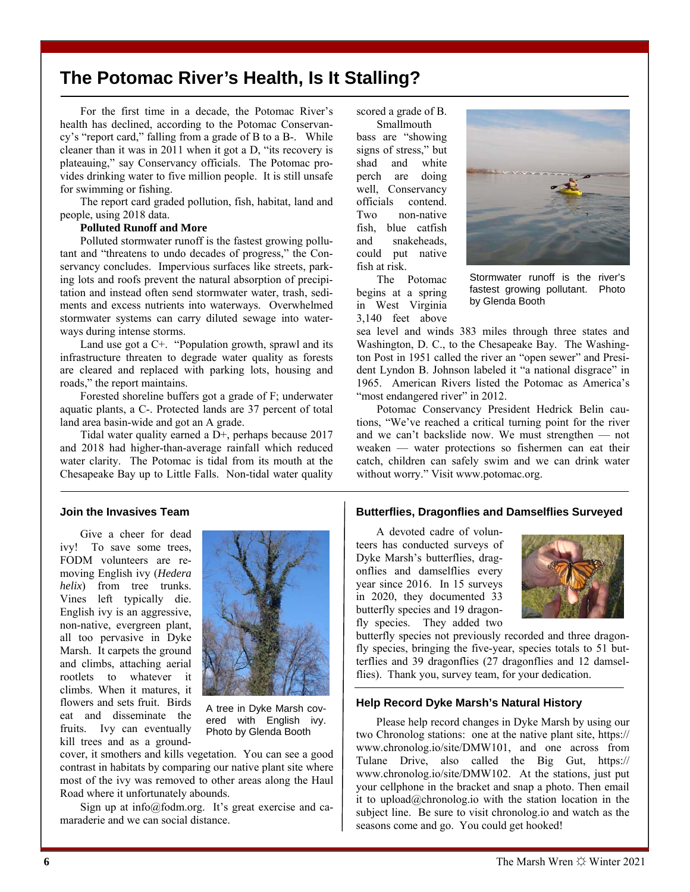# The Potomac River's Health, Is It Stalling?

For the first time in a decade, the Potomac River's health has declined, according to the Potomac Conservancy's "report card," falling from a grade of B to a B-. While cleaner than it was in 2011 when it got a D, "its recovery is plateauing," say Conservancy officials. The Potomac provides drinking water to five million people. It is still unsafe for swimming or fishing.

The report card graded pollution, fish, habitat, land and people, using 2018 data.

**Polluted Runoff and More**

Polluted stormwater runoff is the fastest growing pollutant and "threatens to undo decades of progress," the Conservancy concludes. Impervious surfaces like streets, parking lots and roofs prevent the natural absorption of precipitation and instead often send stormwater water, trash, sediments and excess nutrients into waterways. Overwhelmed stormwater systems can carry diluted sewage into waterways during intense storms.

Land use got a C+. "Population growth, sprawl and its infrastructure threaten to degrade water quality as forests are cleared and replaced with parking lots, housing and roads," the report maintains.

Forested shoreline buffers got a grade of F; underwater aquatic plants, a C-. Protected lands are 37 percent of total land area basin-wide and got an A grade.

Tidal water quality earned a D+, perhaps because 2017 and 2018 had higher-than-average rainfall which reduced water clarity. The Potomac is tidal from its mouth at the Chesapeake Bay up to Little Falls. Non-tidal water quality scored a grade of B.

Smallmouth bass are "showing signs of stress," but shad and white perch are doing well, Conservancy officials contend. Two non-native fish, blue catfish and snakeheads, could put native fish at risk.

Stormwater runoff is the river's fastest growing pollutant. Photo by Glenda Booth

The Potomac begins at a spring in West Virginia 3,140 feet above sea level and winds 383 miles through three states and Washington, D. C., to the Chesapeake Bay. The Washington Post in 1951 called the river an "open sewer" and President Lyndon B. Johnson labeled it "a national disgrace" in 1965. American Rivers listed the Potomac as America's "most endangered river" in 2012.

Potomac Conservancy President Hedrick Belin cautions, "We've reached a critical turning point for the river and we can't backslide now. We must strengthen — not weaken — water protections so fishermen can eat their catch, children can safely swim and we can drink water without worry." Visit www.potomac.org.

## Join the Invasives Team

Give a cheer for dead ivy! To save some trees, FODM volunteers are removing English ivy (*Hedera helix*) from tree trunks. Vines left typically die. English ivy is an aggressive, non-native, evergreen plant, all too pervasive in Dyke Marsh. It carpets the ground and climbs, attaching aerial rootlets to whatever it climbs. When it matures, it flowers and sets fruit. Birds eat and disseminate the fruits. Ivy can eventually kill trees and as a groundcover, it smothers and kills vegetation. You can see a good contrast in habitats by comparing our native plant site where most of the ivy was removed to other areas along the Haul Road where it unfortunately abounds.

A tree in Dyke Marsh covered with English ivy. Photo by Glenda Booth

Sign up at info@fodm.org. It's great exercise and camaraderie and we can social distance.

## Butterflies, Dragonflies and Damselflies Surveyed

A devoted cadre of volunteers has conducted surveys of Dyke Marsh's butterflies, dragonflies and damselflies every year since 2016. In 15 surveys in 2020, they documented 33 butterfly species and 19 dragonfly species. They added two butterfly species not previously recorded and three dragonfly species, bringing the five-year, species totals to 51 butterflies and 39 dragonflies (27 dragonflies and 12 damselflies). Thank you, survey team, for your dedication.

## Help Record Dyke Marsh's Natural History

Please help record changes in Dyke Marsh by using our two Chronolog stations: one at the native plant site, https://www.chronolog.io/site/DMW101, and one across from Tulane Drive, also called the Big Gut, https://www.chronolog.io/site/DMW102. At the stations, just put your cellphone in the bracket and snap a photo. Then email it to upload@chronolog.io with the station location in the subject line. Be sure to visit chronolog.io and watch as the seasons come and go. You could get hooked!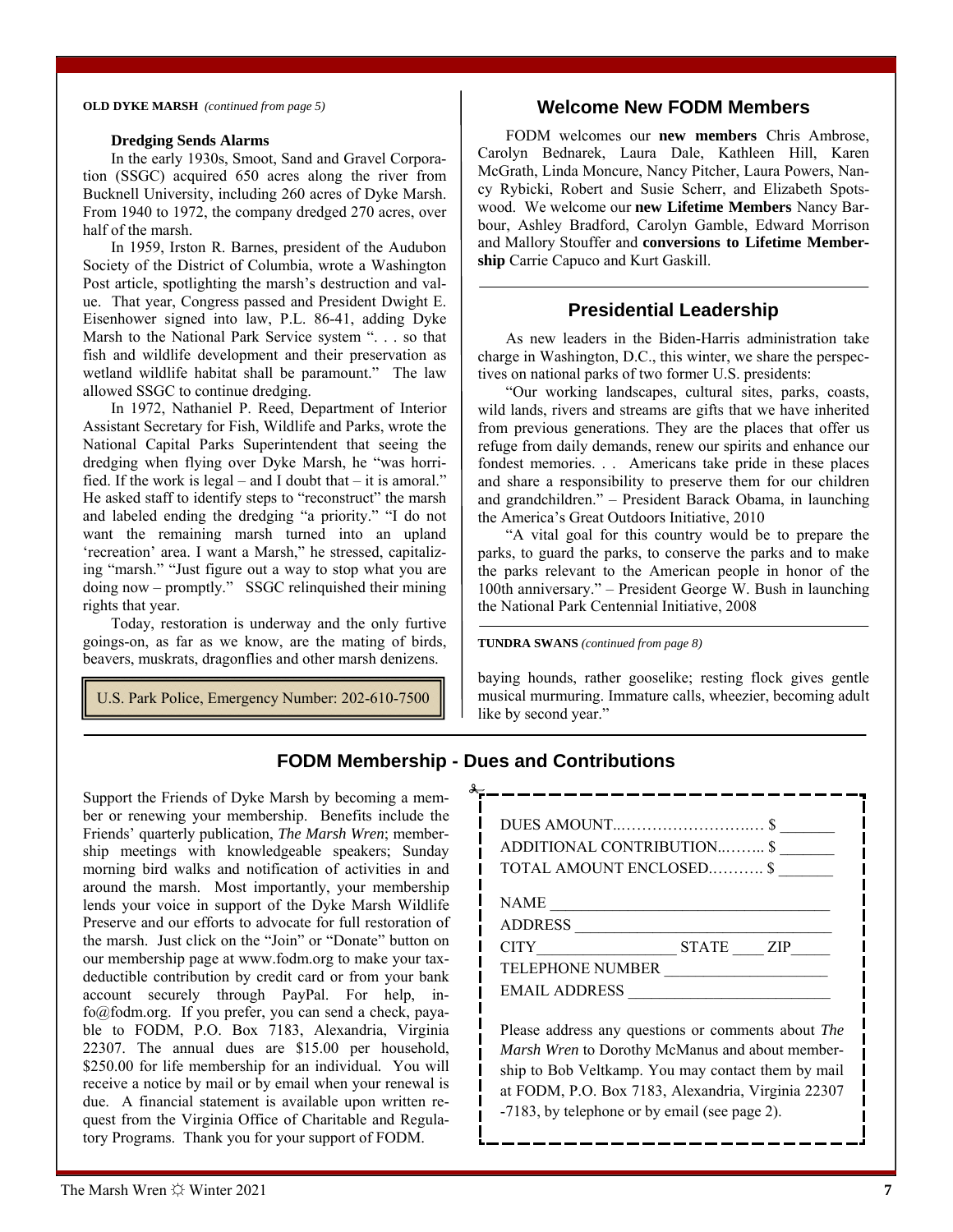**OLD DYKE MARSH** *(continued from page 5)*

### Dredging Sends Alarms

In the early 1930s, Smoot, Sand and Gravel Corporation (SSGC) acquired 650 acres along the river from Bucknell University, including 260 acres of Dyke Marsh. From 1940 to 1972, the company dredged 270 acres, over half of the marsh.

In 1959, Irston R. Barnes, president of the Audubon Society of the District of Columbia, wrote a Washington Post article, spotlighting the marsh's destruction and value. That year, Congress passed and President Dwight E. Eisenhower signed into law, P.L. 86-41, adding Dyke Marsh to the National Park Service system ". . . so that fish and wildlife development and their preservation as wetland wildlife habitat shall be paramount." The law allowed SSGC to continue dredging.

In 1972, Nathaniel P. Reed, Department of Interior Assistant Secretary for Fish, Wildlife and Parks, wrote the National Capital Parks Superintendent that seeing the dredging when flying over Dyke Marsh, he "was horrified. If the work is legal – and I doubt that – it is amoral." He asked staff to identify steps to "reconstruct" the marsh and labeled ending the dredging "a priority." "I do not want the remaining marsh turned into an upland 'recreation' area. I want a Marsh," he stressed, capitalizing "marsh." "Just figure out a way to stop what you are doing now – promptly." SSGC relinquished their mining rights that year.

Today, restoration is underway and the only furtive goings-on, as far as we know, are the mating of birds, beavers, muskrats, dragonflies and other marsh denizens.

U.S. Park Police, Emergency Number: 202-610-7500

## Welcome New FODM Members

FODM welcomes our **new members** Chris Ambrose, Carolyn Bednarek, Laura Dale, Kathleen Hill, Karen McGrath, Linda Moncure, Nancy Pitcher, Laura Powers, Nancy Rybicki, Robert and Susie Scherr, and Elizabeth Spotswood. We welcome our **new Lifetime Members** Nancy Barbour, Ashley Bradford, Carolyn Gamble, Edward Morrison and Mallory Stouffer and **conversions to Lifetime Membership** Carrie Capuco and Kurt Gaskill.

## Presidential Leadership

As new leaders in the Biden-Harris administration take charge in Washington, D.C., this winter, we share the perspectives on national parks of two former U.S. presidents:

"Our working landscapes, cultural sites, parks, coasts, wild lands, rivers and streams are gifts that we have inherited from previous generations. They are the places that offer us refuge from daily demands, renew our spirits and enhance our fondest memories. . . Americans take pride in these places and share a responsibility to preserve them for our children and grandchildren." – President Barack Obama, in launching the America's Great Outdoors Initiative, 2010

"A vital goal for this country would be to prepare the parks, to guard the parks, to conserve the parks and to make the parks relevant to the American people in honor of the 100th anniversary." – President George W. Bush in launching the National Park Centennial Initiative, 2008

**TUNDRA SWANS** *(continued from page 8)*

baying hounds, rather gooselike; resting flock gives gentle musical murmuring. Immature calls, wheezier, becoming adult like by second year."

## FODM Membership - Dues and Contributions

Support the Friends of Dyke Marsh by becoming a member or renewing your membership. Benefits include the Friends' quarterly publication, *The Marsh Wren*; membership meetings with knowledgeable speakers; Sunday morning bird walks and notification of activities in and around the marsh. Most importantly, your membership lends your voice in support of the Dyke Marsh Wildlife Preserve and our efforts to advocate for full restoration of the marsh. Just click on the "Join" or "Donate" button on our membership page at www.fodm.org to make your tax-deductible contribution by credit card or from your bank account securely through PayPal. For help, info@fodm.org. If you prefer, you can send a check, payable to FODM, P.O. Box 7183, Alexandria, Virginia 22307. The annual dues are $15.00 per household, $250.00 for life membership for an individual. You will receive a notice by mail or by email when your renewal is due. A financial statement is available upon written request from the Virginia Office of Charitable and Regulatory Programs. Thank you for your support of FODM.

DUES AMOUNT............................... $ _______
ADDITIONAL CONTRIBUTION.......... $ _______
TOTAL AMOUNT ENCLOSED........... $ _______

NAME ________________________________
ADDRESS _____________________________
CITY_________________ STATE ____ ZIP_____
TELEPHONE NUMBER ___________________
EMAIL ADDRESS ________________________

Please address any questions or comments about *The Marsh Wren* to Dorothy McManus and about membership to Bob Veltkamp. You may contact them by mail at FODM, P.O. Box 7183, Alexandria, Virginia 22307-7183, by telephone or by email (see page 2).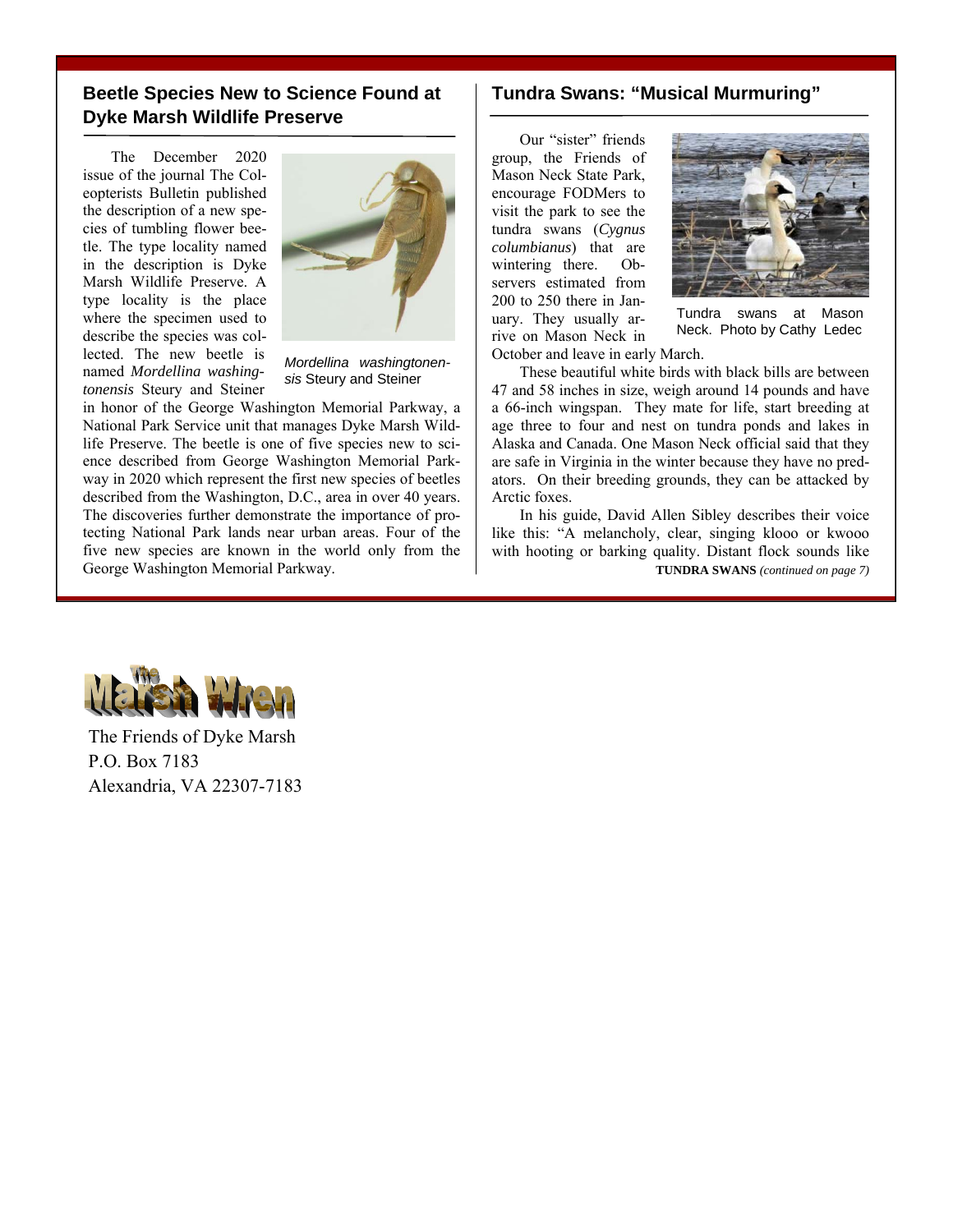## Beetle Species New to Science Found at Dyke Marsh Wildlife Preserve

The December 2020 issue of the journal The Coleopterists Bulletin published the description of a new species of tumbling flower beetle. The type locality named in the description is Dyke Marsh Wildlife Preserve. A type locality is the place where the specimen used to describe the species was collected. The new beetle is named *Mordellina washingtonensis* Steury and Steiner in honor of the George Washington Memorial Parkway, a National Park Service unit that manages Dyke Marsh Wildlife Preserve. The beetle is one of five species new to science described from George Washington Memorial Parkway in 2020 which represent the first new species of beetles described from the Washington, D.C., area in over 40 years. The discoveries further demonstrate the importance of protecting National Park lands near urban areas. Four of the five new species are known in the world only from the George Washington Memorial Parkway.

*Mordellina washingtonensis* Steury and Steiner

## Tundra Swans: "Musical Murmuring"

Our "sister" friends group, the Friends of Mason Neck State Park, encourage FODMers to visit the park to see the tundra swans (*Cygnus columbianus*) that are wintering there. Observers estimated from 200 to 250 there in January. They usually arrive on Mason Neck in October and leave in early March.

Tundra swans at Mason Neck. Photo by Cathy Ledec

These beautiful white birds with black bills are between 47 and 58 inches in size, weigh around 14 pounds and have a 66-inch wingspan. They mate for life, start breeding at age three to four and nest on tundra ponds and lakes in Alaska and Canada. One Mason Neck official said that they are safe in Virginia in the winter because they have no predators. On their breeding grounds, they can be attacked by Arctic foxes.

In his guide, David Allen Sibley describes their voice like this: "A melancholy, clear, singing klooo or kwooo with hooting or barking quality. Distant flock sounds like

**TUNDRA SWANS** *(continued on page 7)*

The Marsh Wren

The Friends of Dyke Marsh
P.O. Box 7183
Alexandria, VA 22307-7183